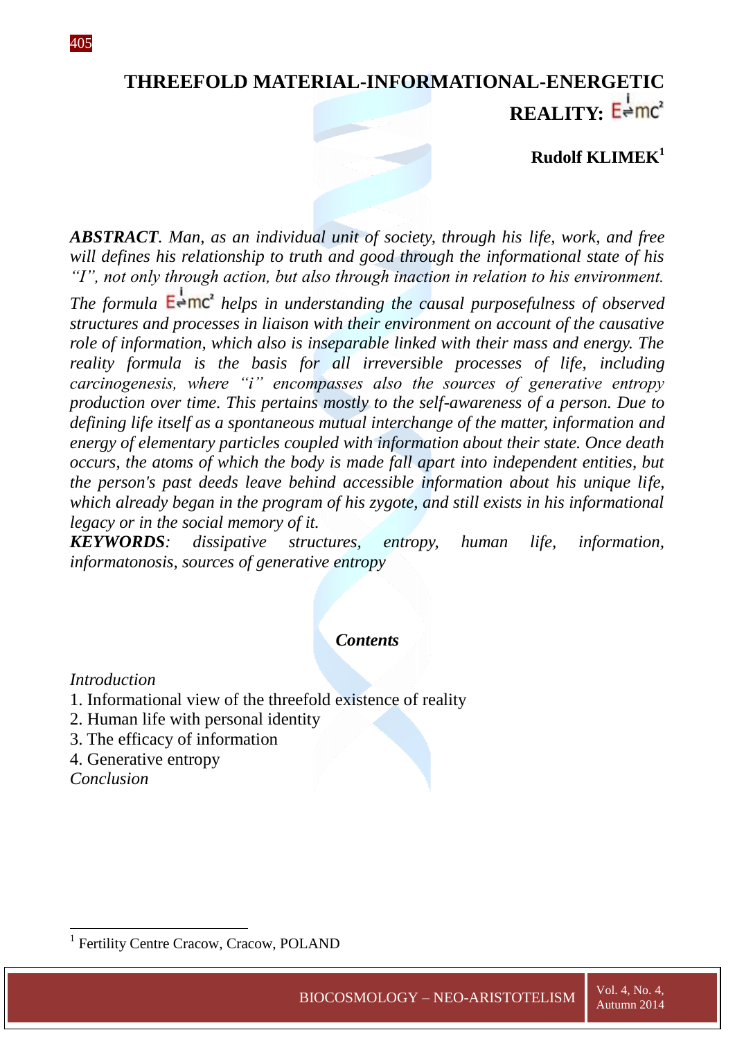# THREEFOLD MATERIAL-INFORMATIONAL-ENERGETIC REALITY: $E \overset{i}{\rightleftharpoons} mc^2$

**Rudolf KLIMEK**[1]

***ABSTRACT****. Man, as an individual unit of society, through his life, work, and free will defines his relationship to truth and good through the informational state of his "I", not only through action, but also through inaction in relation to his environment. The formula* $E \overset{i}{\rightleftharpoons} mc^2$ *helps in understanding the causal purposefulness of observed structures and processes in liaison with their environment on account of the causative role of information, which also is inseparable linked with their mass and energy. The reality formula is the basis for all irreversible processes of life, including carcinogenesis, where "i" encompasses also the sources of generative entropy production over time. This pertains mostly to the self-awareness of a person. Due to defining life itself as a spontaneous mutual interchange of the matter, information and energy of elementary particles coupled with information about their state. Once death occurs, the atoms of which the body is made fall apart into independent entities, but the person's past deeds leave behind accessible information about his unique life, which already began in the program of his zygote, and still exists in his informational legacy or in the social memory of it.*

***KEYWORDS****: dissipative structures, entropy, human life, information, informatonosis, sources of generative entropy*

***Contents***

*Introduction*
1. Informational view of the threefold existence of reality
2. Human life with personal identity
3. The efficacy of information
4. Generative entropy

*Conclusion*

---

[1] Fertility Centre Cracow, Cracow, POLAND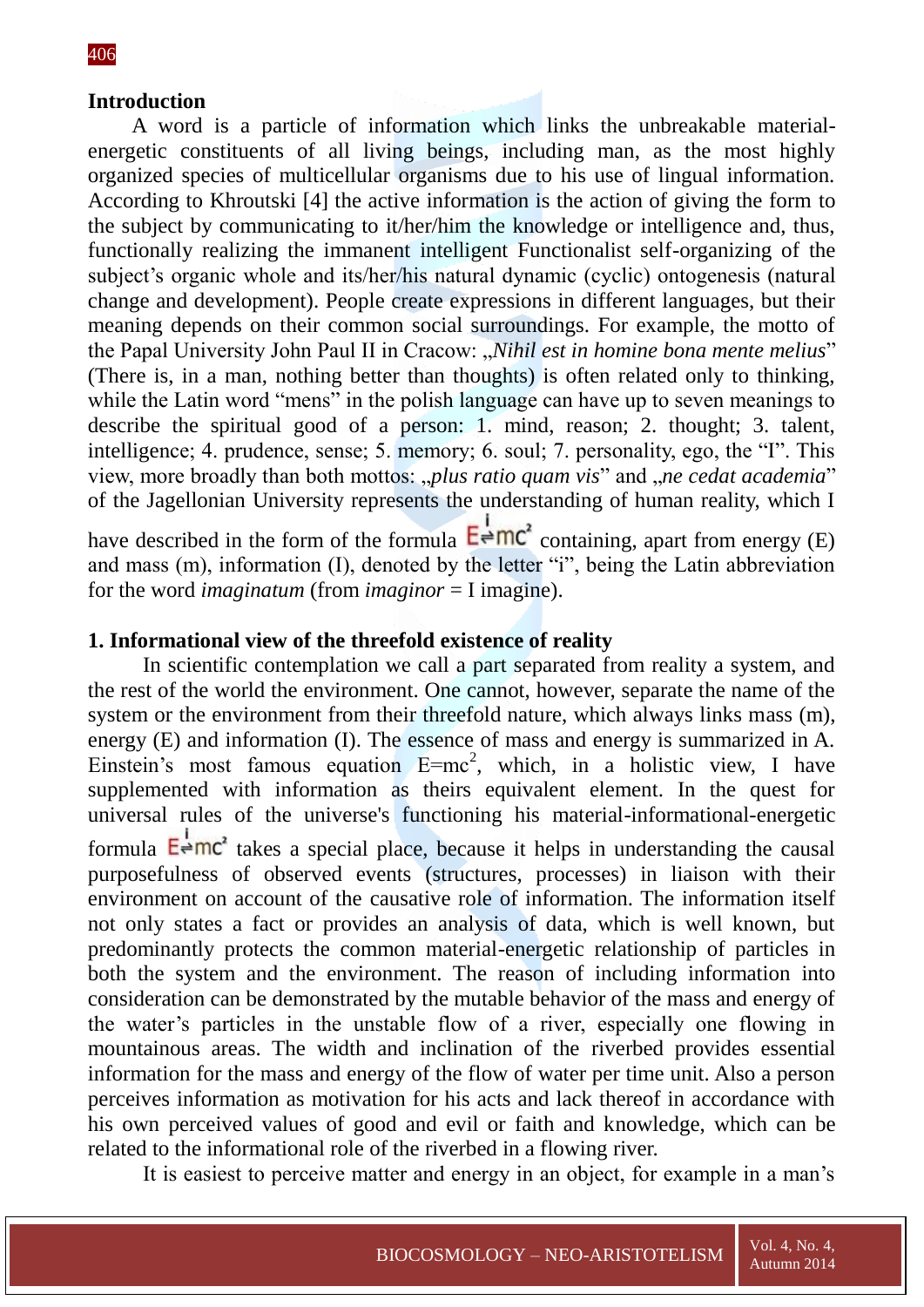## Introduction

A word is a particle of information which links the unbreakable material-energetic constituents of all living beings, including man, as the most highly organized species of multicellular organisms due to his use of lingual information. According to Khroutski [4] the active information is the action of giving the form to the subject by communicating to it/her/him the knowledge or intelligence and, thus, functionally realizing the immanent intelligent Functionalist self-organizing of the subject's organic whole and its/her/his natural dynamic (cyclic) ontogenesis (natural change and development). People create expressions in different languages, but their meaning depends on their common social surroundings. For example, the motto of the Papal University John Paul II in Cracow: „*Nihil est in homine bona mente melius*" (There is, in a man, nothing better than thoughts) is often related only to thinking, while the Latin word "mens" in the polish language can have up to seven meanings to describe the spiritual good of a person: 1. mind, reason; 2. thought; 3. talent, intelligence; 4. prudence, sense; 5. memory; 6. soul; 7. personality, ego, the "I". This view, more broadly than both mottos: „*plus ratio quam vis*" and „*ne cedat academia*" of the Jagellonian University represents the understanding of human reality, which I have described in the form of the formula $E \overset{i}{\rightleftharpoons} mc^2$ containing, apart from energy (E) and mass (m), information (I), denoted by the letter "i", being the Latin abbreviation for the word *imaginatum* (from *imaginor* = I imagine).

## 1. Informational view of the threefold existence of reality

In scientific contemplation we call a part separated from reality a system, and the rest of the world the environment. One cannot, however, separate the name of the system or the environment from their threefold nature, which always links mass (m), energy (E) and information (I). The essence of mass and energy is summarized in A. Einstein's most famous equation $E=mc^2$, which, in a holistic view, I have supplemented with information as theirs equivalent element. In the quest for universal rules of the universe's functioning his material-informational-energetic formula $E \overset{i}{\rightleftharpoons} mc^2$ takes a special place, because it helps in understanding the causal purposefulness of observed events (structures, processes) in liaison with their environment on account of the causative role of information. The information itself not only states a fact or provides an analysis of data, which is well known, but predominantly protects the common material-energetic relationship of particles in both the system and the environment. The reason of including information into consideration can be demonstrated by the mutable behavior of the mass and energy of the water's particles in the unstable flow of a river, especially one flowing in mountainous areas. The width and inclination of the riverbed provides essential information for the mass and energy of the flow of water per time unit. Also a person perceives information as motivation for his acts and lack thereof in accordance with his own perceived values of good and evil or faith and knowledge, which can be related to the informational role of the riverbed in a flowing river.

It is easiest to perceive matter and energy in an object, for example in a man's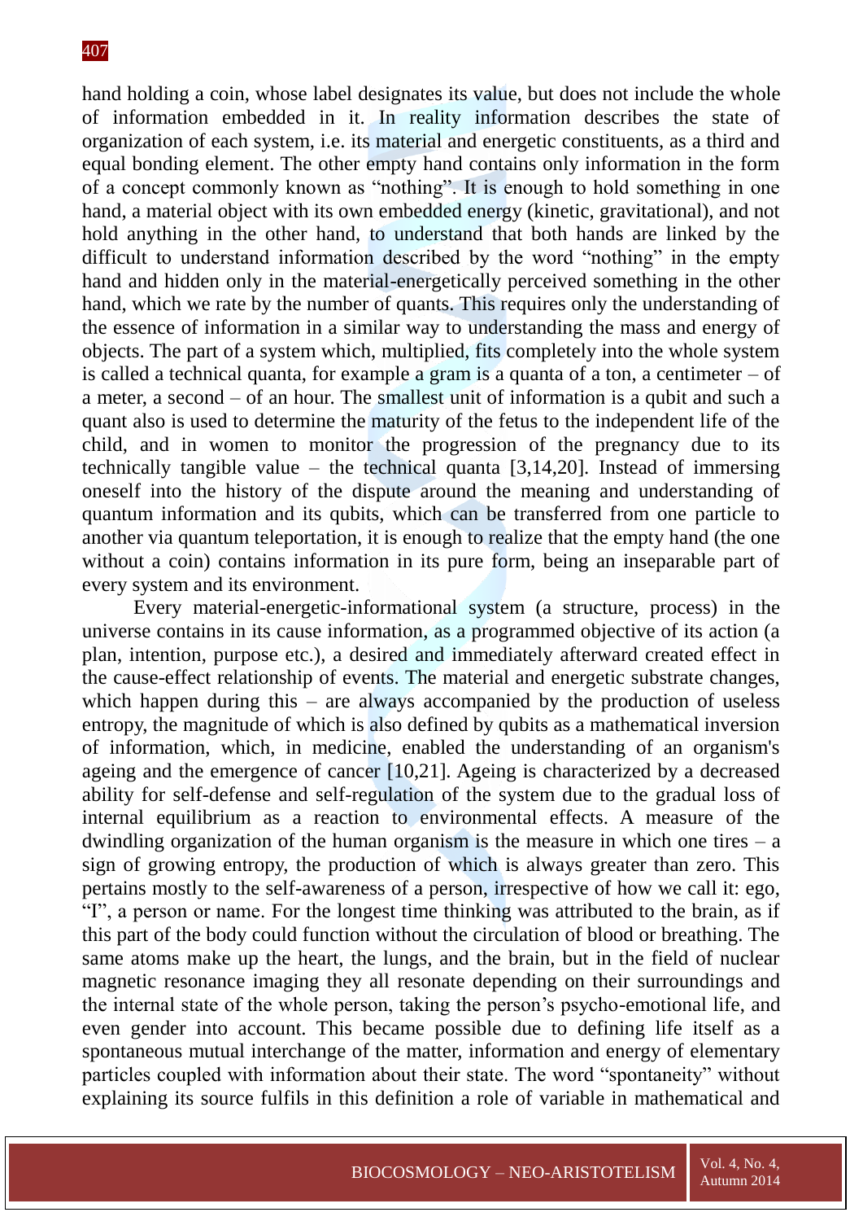hand holding a coin, whose label designates its value, but does not include the whole of information embedded in it. In reality information describes the state of organization of each system, i.e. its material and energetic constituents, as a third and equal bonding element. The other empty hand contains only information in the form of a concept commonly known as "nothing". It is enough to hold something in one hand, a material object with its own embedded energy (kinetic, gravitational), and not hold anything in the other hand, to understand that both hands are linked by the difficult to understand information described by the word "nothing" in the empty hand and hidden only in the material-energetically perceived something in the other hand, which we rate by the number of quants. This requires only the understanding of the essence of information in a similar way to understanding the mass and energy of objects. The part of a system which, multiplied, fits completely into the whole system is called a technical quanta, for example a gram is a quanta of a ton, a centimeter – of a meter, a second – of an hour. The smallest unit of information is a qubit and such a quant also is used to determine the maturity of the fetus to the independent life of the child, and in women to monitor the progression of the pregnancy due to its technically tangible value – the technical quanta [3,14,20]. Instead of immersing oneself into the history of the dispute around the meaning and understanding of quantum information and its qubits, which can be transferred from one particle to another via quantum teleportation, it is enough to realize that the empty hand (the one without a coin) contains information in its pure form, being an inseparable part of every system and its environment.

Every material-energetic-informational system (a structure, process) in the universe contains in its cause information, as a programmed objective of its action (a plan, intention, purpose etc.), a desired and immediately afterward created effect in the cause-effect relationship of events. The material and energetic substrate changes, which happen during this – are always accompanied by the production of useless entropy, the magnitude of which is also defined by qubits as a mathematical inversion of information, which, in medicine, enabled the understanding of an organism's ageing and the emergence of cancer [10,21]. Ageing is characterized by a decreased ability for self-defense and self-regulation of the system due to the gradual loss of internal equilibrium as a reaction to environmental effects. A measure of the dwindling organization of the human organism is the measure in which one tires – a sign of growing entropy, the production of which is always greater than zero. This pertains mostly to the self-awareness of a person, irrespective of how we call it: ego, "I", a person or name. For the longest time thinking was attributed to the brain, as if this part of the body could function without the circulation of blood or breathing. The same atoms make up the heart, the lungs, and the brain, but in the field of nuclear magnetic resonance imaging they all resonate depending on their surroundings and the internal state of the whole person, taking the person's psycho-emotional life, and even gender into account. This became possible due to defining life itself as a spontaneous mutual interchange of the matter, information and energy of elementary particles coupled with information about their state. The word "spontaneity" without explaining its source fulfils in this definition a role of variable in mathematical and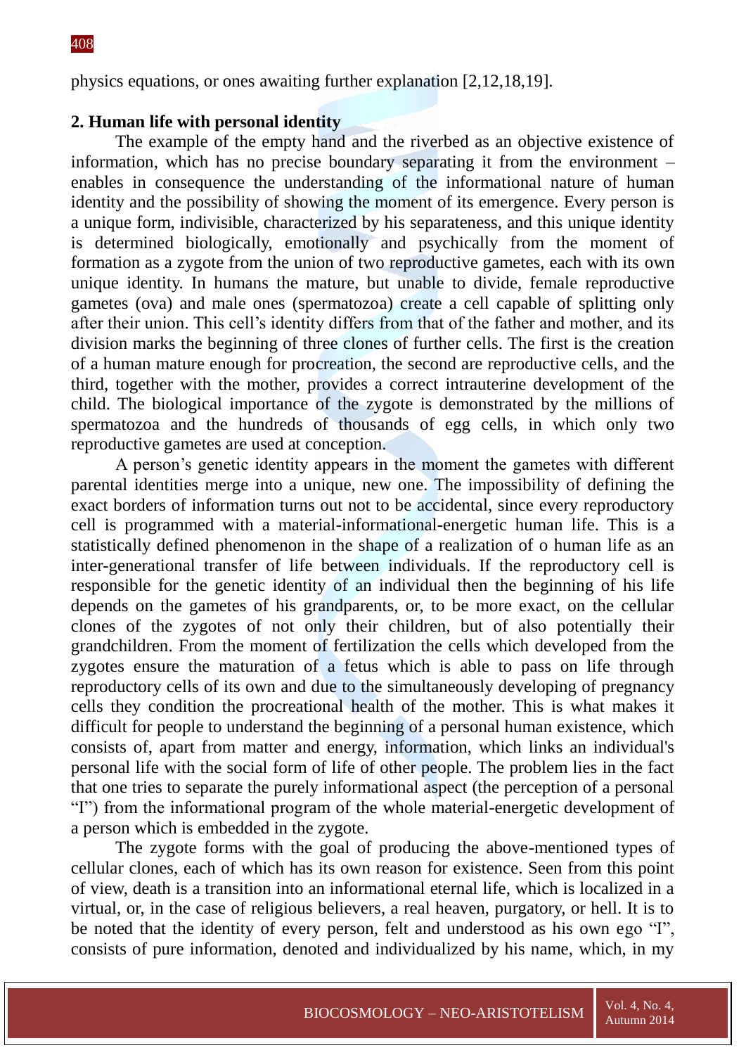physics equations, or ones awaiting further explanation [2,12,18,19].

## 2. Human life with personal identity

The example of the empty hand and the riverbed as an objective existence of information, which has no precise boundary separating it from the environment – enables in consequence the understanding of the informational nature of human identity and the possibility of showing the moment of its emergence. Every person is a unique form, indivisible, characterized by his separateness, and this unique identity is determined biologically, emotionally and psychically from the moment of formation as a zygote from the union of two reproductive gametes, each with its own unique identity. In humans the mature, but unable to divide, female reproductive gametes (ova) and male ones (spermatozoa) create a cell capable of splitting only after their union. This cell's identity differs from that of the father and mother, and its division marks the beginning of three clones of further cells. The first is the creation of a human mature enough for procreation, the second are reproductive cells, and the third, together with the mother, provides a correct intrauterine development of the child. The biological importance of the zygote is demonstrated by the millions of spermatozoa and the hundreds of thousands of egg cells, in which only two reproductive gametes are used at conception.

A person's genetic identity appears in the moment the gametes with different parental identities merge into a unique, new one. The impossibility of defining the exact borders of information turns out not to be accidental, since every reproductory cell is programmed with a material-informational-energetic human life. This is a statistically defined phenomenon in the shape of a realization of o human life as an inter-generational transfer of life between individuals. If the reproductory cell is responsible for the genetic identity of an individual then the beginning of his life depends on the gametes of his grandparents, or, to be more exact, on the cellular clones of the zygotes of not only their children, but of also potentially their grandchildren. From the moment of fertilization the cells which developed from the zygotes ensure the maturation of a fetus which is able to pass on life through reproductory cells of its own and due to the simultaneously developing of pregnancy cells they condition the procreational health of the mother. This is what makes it difficult for people to understand the beginning of a personal human existence, which consists of, apart from matter and energy, information, which links an individual's personal life with the social form of life of other people. The problem lies in the fact that one tries to separate the purely informational aspect (the perception of a personal "I") from the informational program of the whole material-energetic development of a person which is embedded in the zygote.

The zygote forms with the goal of producing the above-mentioned types of cellular clones, each of which has its own reason for existence. Seen from this point of view, death is a transition into an informational eternal life, which is localized in a virtual, or, in the case of religious believers, a real heaven, purgatory, or hell. It is to be noted that the identity of every person, felt and understood as his own ego "I", consists of pure information, denoted and individualized by his name, which, in my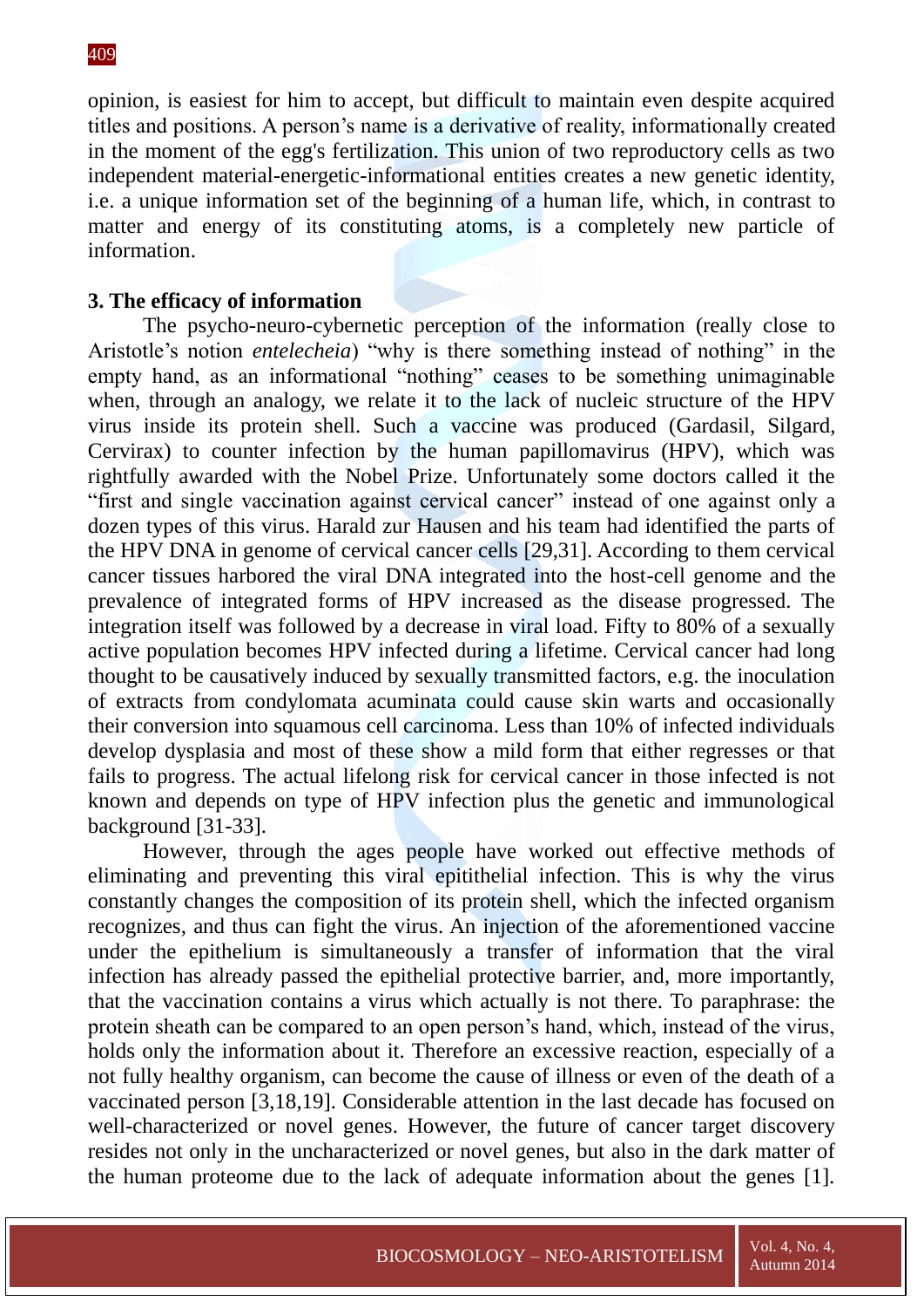opinion, is easiest for him to accept, but difficult to maintain even despite acquired titles and positions. A person's name is a derivative of reality, informationally created in the moment of the egg's fertilization. This union of two reproductory cells as two independent material-energetic-informational entities creates a new genetic identity, i.e. a unique information set of the beginning of a human life, which, in contrast to matter and energy of its constituting atoms, is a completely new particle of information.

**3. The efficacy of information**

The psycho-neuro-cybernetic perception of the information (really close to Aristotle's notion *entelecheia*) "why is there something instead of nothing" in the empty hand, as an informational "nothing" ceases to be something unimaginable when, through an analogy, we relate it to the lack of nucleic structure of the HPV virus inside its protein shell. Such a vaccine was produced (Gardasil, Silgard, Cervirax) to counter infection by the human papillomavirus (HPV), which was rightfully awarded with the Nobel Prize. Unfortunately some doctors called it the "first and single vaccination against cervical cancer" instead of one against only a dozen types of this virus. Harald zur Hausen and his team had identified the parts of the HPV DNA in genome of cervical cancer cells [29,31]. According to them cervical cancer tissues harbored the viral DNA integrated into the host-cell genome and the prevalence of integrated forms of HPV increased as the disease progressed. The integration itself was followed by a decrease in viral load. Fifty to 80% of a sexually active population becomes HPV infected during a lifetime. Cervical cancer had long thought to be causatively induced by sexually transmitted factors, e.g. the inoculation of extracts from condylomata acuminata could cause skin warts and occasionally their conversion into squamous cell carcinoma. Less than 10% of infected individuals develop dysplasia and most of these show a mild form that either regresses or that fails to progress. The actual lifelong risk for cervical cancer in those infected is not known and depends on type of HPV infection plus the genetic and immunological background [31-33].

However, through the ages people have worked out effective methods of eliminating and preventing this viral epitithelial infection. This is why the virus constantly changes the composition of its protein shell, which the infected organism recognizes, and thus can fight the virus. An injection of the aforementioned vaccine under the epithelium is simultaneously a transfer of information that the viral infection has already passed the epithelial protective barrier, and, more importantly, that the vaccination contains a virus which actually is not there. To paraphrase: the protein sheath can be compared to an open person's hand, which, instead of the virus, holds only the information about it. Therefore an excessive reaction, especially of a not fully healthy organism, can become the cause of illness or even of the death of a vaccinated person [3,18,19]. Considerable attention in the last decade has focused on well-characterized or novel genes. However, the future of cancer target discovery resides not only in the uncharacterized or novel genes, but also in the dark matter of the human proteome due to the lack of adequate information about the genes [1].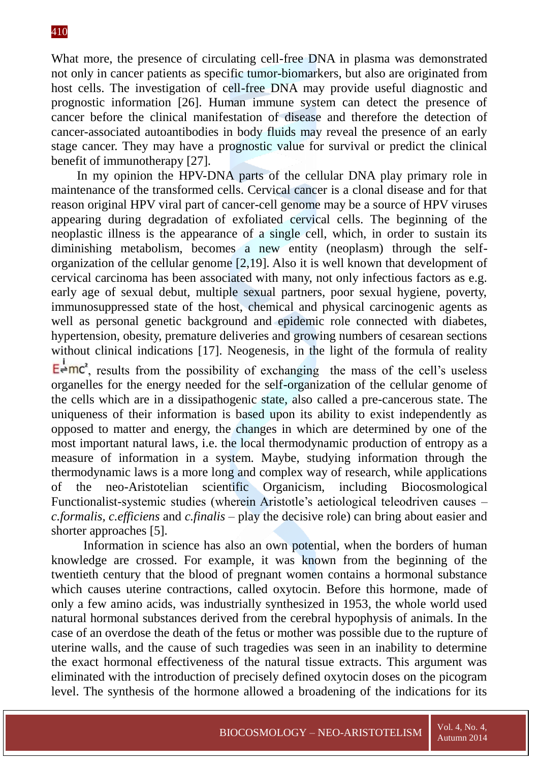What more, the presence of circulating cell-free DNA in plasma was demonstrated not only in cancer patients as specific tumor-biomarkers, but also are originated from host cells. The investigation of cell-free DNA may provide useful diagnostic and prognostic information [26]. Human immune system can detect the presence of cancer before the clinical manifestation of disease and therefore the detection of cancer-associated autoantibodies in body fluids may reveal the presence of an early stage cancer. They may have a prognostic value for survival or predict the clinical benefit of immunotherapy [27].

In my opinion the HPV-DNA parts of the cellular DNA play primary role in maintenance of the transformed cells. Cervical cancer is a clonal disease and for that reason original HPV viral part of cancer-cell genome may be a source of HPV viruses appearing during degradation of exfoliated cervical cells. The beginning of the neoplastic illness is the appearance of a single cell, which, in order to sustain its diminishing metabolism, becomes a new entity (neoplasm) through the self-organization of the cellular genome [2,19]. Also it is well known that development of cervical carcinoma has been associated with many, not only infectious factors as e.g. early age of sexual debut, multiple sexual partners, poor sexual hygiene, poverty, immunosuppressed state of the host, chemical and physical carcinogenic agents as well as personal genetic background and epidemic role connected with diabetes, hypertension, obesity, premature deliveries and growing numbers of cesarean sections without clinical indications [17]. Neogenesis, in the light of the formula of reality $E \overset{i}{\rightleftharpoons} mc^2$, results from the possibility of exchanging the mass of the cell's useless organelles for the energy needed for the self-organization of the cellular genome of the cells which are in a dissipathogenic state, also called a pre-cancerous state. The uniqueness of their information is based upon its ability to exist independently as opposed to matter and energy, the changes in which are determined by one of the most important natural laws, i.e. the local thermodynamic production of entropy as a measure of information in a system. Maybe, studying information through the thermodynamic laws is a more long and complex way of research, while applications of the neo-Aristotelian scientific Organicism, including Biocosmological Functionalist-systemic studies (wherein Aristotle's aetiological teleodriven causes – *c.formalis, c.efficiens* and *c.finalis* – play the decisive role) can bring about easier and shorter approaches [5].

Information in science has also an own potential, when the borders of human knowledge are crossed. For example, it was known from the beginning of the twentieth century that the blood of pregnant women contains a hormonal substance which causes uterine contractions, called oxytocin. Before this hormone, made of only a few amino acids, was industrially synthesized in 1953, the whole world used natural hormonal substances derived from the cerebral hypophysis of animals. In the case of an overdose the death of the fetus or mother was possible due to the rupture of uterine walls, and the cause of such tragedies was seen in an inability to determine the exact hormonal effectiveness of the natural tissue extracts. This argument was eliminated with the introduction of precisely defined oxytocin doses on the picogram level. The synthesis of the hormone allowed a broadening of the indications for its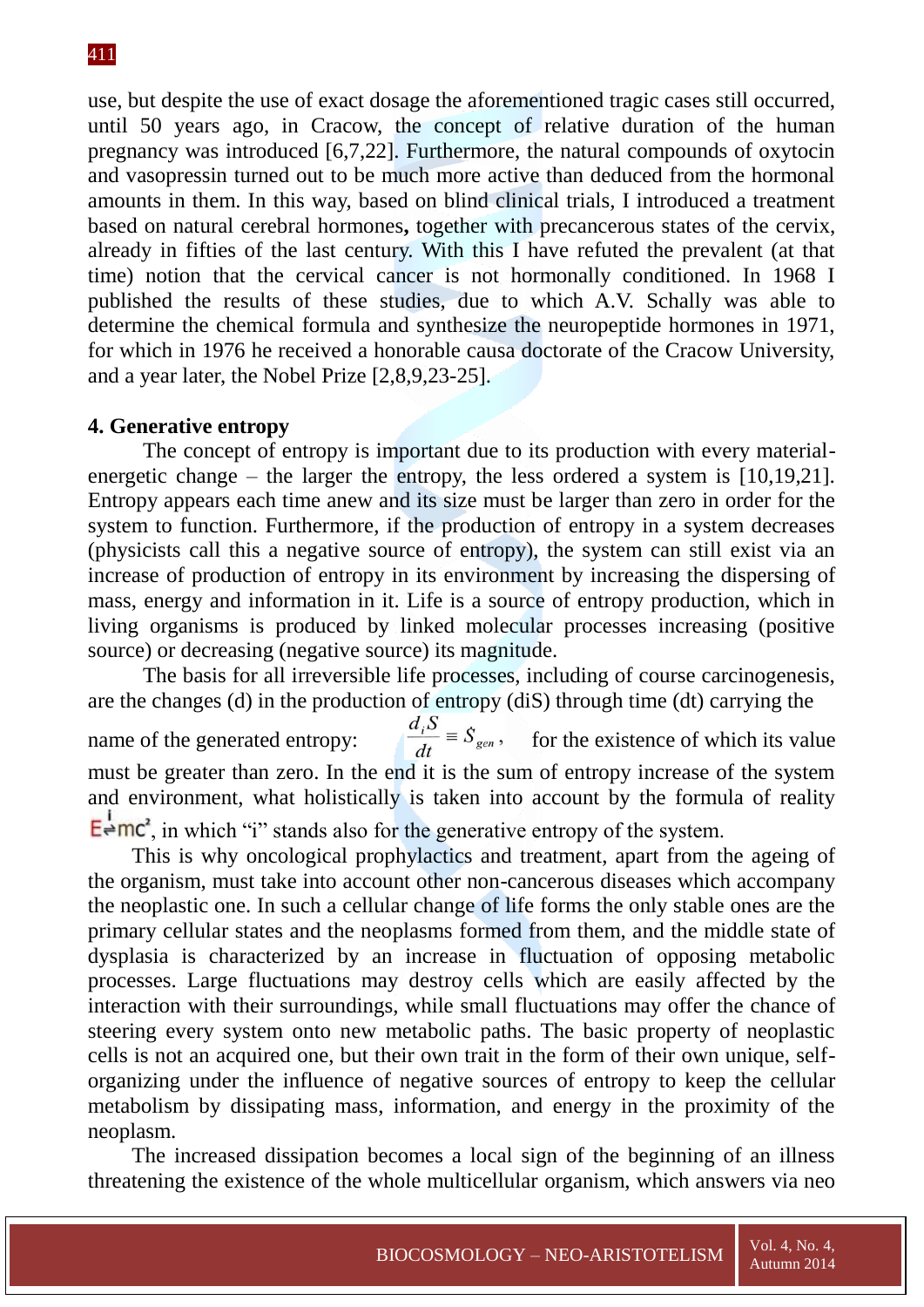use, but despite the use of exact dosage the aforementioned tragic cases still occurred, until 50 years ago, in Cracow, the concept of relative duration of the human pregnancy was introduced [6,7,22]. Furthermore, the natural compounds of oxytocin and vasopressin turned out to be much more active than deduced from the hormonal amounts in them. In this way, based on blind clinical trials, I introduced a treatment based on natural cerebral hormones**,** together with precancerous states of the cervix, already in fifties of the last century. With this I have refuted the prevalent (at that time) notion that the cervical cancer is not hormonally conditioned. In 1968 I published the results of these studies, due to which A.V. Schally was able to determine the chemical formula and synthesize the neuropeptide hormones in 1971, for which in 1976 he received a honorable causa doctorate of the Cracow University, and a year later, the Nobel Prize [2,8,9,23-25].

## 4. Generative entropy

The concept of entropy is important due to its production with every material-energetic change – the larger the entropy, the less ordered a system is [10,19,21]. Entropy appears each time anew and its size must be larger than zero in order for the system to function. Furthermore, if the production of entropy in a system decreases (physicists call this a negative source of entropy), the system can still exist via an increase of production of entropy in its environment by increasing the dispersing of mass, energy and information in it. Life is a source of entropy production, which in living organisms is produced by linked molecular processes increasing (positive source) or decreasing (negative source) its magnitude.

The basis for all irreversible life processes, including of course carcinogenesis, are the changes (d) in the production of entropy (diS) through time (dt) carrying the name of the generated entropy: $\frac{d_i S}{dt} \equiv \dot{S}_{gen}$, for the existence of which its value must be greater than zero. In the end it is the sum of entropy increase of the system and environment, what holistically is taken into account by the formula of reality $E \overset{i}{\rightleftharpoons} mc^2$, in which "i" stands also for the generative entropy of the system.

This is why oncological prophylactics and treatment, apart from the ageing of the organism, must take into account other non-cancerous diseases which accompany the neoplastic one. In such a cellular change of life forms the only stable ones are the primary cellular states and the neoplasms formed from them, and the middle state of dysplasia is characterized by an increase in fluctuation of opposing metabolic processes. Large fluctuations may destroy cells which are easily affected by the interaction with their surroundings, while small fluctuations may offer the chance of steering every system onto new metabolic paths. The basic property of neoplastic cells is not an acquired one, but their own trait in the form of their own unique, self-organizing under the influence of negative sources of entropy to keep the cellular metabolism by dissipating mass, information, and energy in the proximity of the neoplasm.

The increased dissipation becomes a local sign of the beginning of an illness threatening the existence of the whole multicellular organism, which answers via neo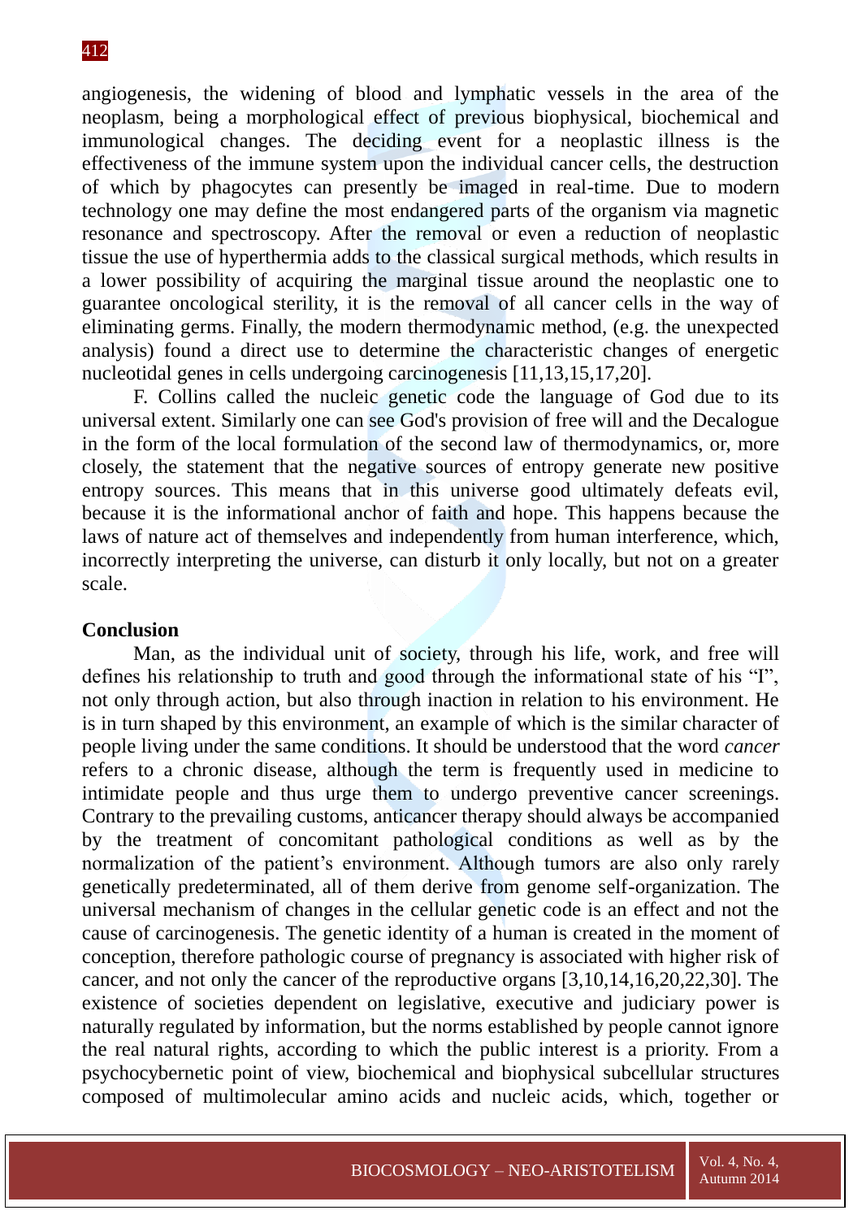angiogenesis, the widening of blood and lymphatic vessels in the area of the neoplasm, being a morphological effect of previous biophysical, biochemical and immunological changes. The deciding event for a neoplastic illness is the effectiveness of the immune system upon the individual cancer cells, the destruction of which by phagocytes can presently be imaged in real-time. Due to modern technology one may define the most endangered parts of the organism via magnetic resonance and spectroscopy. After the removal or even a reduction of neoplastic tissue the use of hyperthermia adds to the classical surgical methods, which results in a lower possibility of acquiring the marginal tissue around the neoplastic one to guarantee oncological sterility, it is the removal of all cancer cells in the way of eliminating germs. Finally, the modern thermodynamic method, (e.g. the unexpected analysis) found a direct use to determine the characteristic changes of energetic nucleotidal genes in cells undergoing carcinogenesis [11,13,15,17,20].

F. Collins called the nucleic genetic code the language of God due to its universal extent. Similarly one can see God's provision of free will and the Decalogue in the form of the local formulation of the second law of thermodynamics, or, more closely, the statement that the negative sources of entropy generate new positive entropy sources. This means that in this universe good ultimately defeats evil, because it is the informational anchor of faith and hope. This happens because the laws of nature act of themselves and independently from human interference, which, incorrectly interpreting the universe, can disturb it only locally, but not on a greater scale.

## Conclusion

Man, as the individual unit of society, through his life, work, and free will defines his relationship to truth and good through the informational state of his "I", not only through action, but also through inaction in relation to his environment. He is in turn shaped by this environment, an example of which is the similar character of people living under the same conditions. It should be understood that the word *cancer* refers to a chronic disease, although the term is frequently used in medicine to intimidate people and thus urge them to undergo preventive cancer screenings. Contrary to the prevailing customs, anticancer therapy should always be accompanied by the treatment of concomitant pathological conditions as well as by the normalization of the patient's environment. Although tumors are also only rarely genetically predeterminated, all of them derive from genome self-organization. The universal mechanism of changes in the cellular genetic code is an effect and not the cause of carcinogenesis. The genetic identity of a human is created in the moment of conception, therefore pathologic course of pregnancy is associated with higher risk of cancer, and not only the cancer of the reproductive organs [3,10,14,16,20,22,30]. The existence of societies dependent on legislative, executive and judiciary power is naturally regulated by information, but the norms established by people cannot ignore the real natural rights, according to which the public interest is a priority. From a psychocybernetic point of view, biochemical and biophysical subcellular structures composed of multimolecular amino acids and nucleic acids, which, together or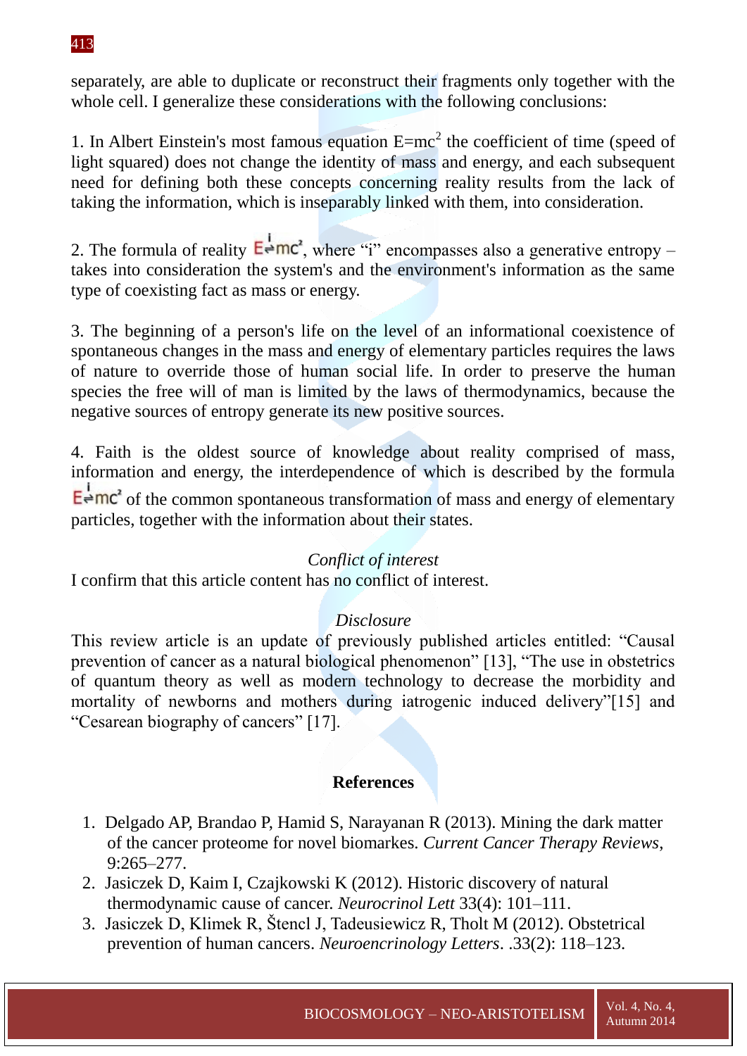separately, are able to duplicate or reconstruct their fragments only together with the whole cell. I generalize these considerations with the following conclusions:

1. In Albert Einstein's most famous equation $E=mc^2$ the coefficient of time (speed of light squared) does not change the identity of mass and energy, and each subsequent need for defining both these concepts concerning reality results from the lack of taking the information, which is inseparably linked with them, into consideration.

2. The formula of reality $E \overset{i}{\rightleftharpoons} mc^2$, where "i" encompasses also a generative entropy – takes into consideration the system's and the environment's information as the same type of coexisting fact as mass or energy.

3. The beginning of a person's life on the level of an informational coexistence of spontaneous changes in the mass and energy of elementary particles requires the laws of nature to override those of human social life. In order to preserve the human species the free will of man is limited by the laws of thermodynamics, because the negative sources of entropy generate its new positive sources.

4. Faith is the oldest source of knowledge about reality comprised of mass, information and energy, the interdependence of which is described by the formula $E \overset{i}{\rightleftharpoons} mc^2$ of the common spontaneous transformation of mass and energy of elementary particles, together with the information about their states.

*Conflict of interest*

I confirm that this article content has no conflict of interest.

*Disclosure*

This review article is an update of previously published articles entitled: "Causal prevention of cancer as a natural biological phenomenon" [13], "The use in obstetrics of quantum theory as well as modern technology to decrease the morbidity and mortality of newborns and mothers during iatrogenic induced delivery"[15] and "Cesarean biography of cancers" [17].

## References

1. Delgado AP, Brandao P, Hamid S, Narayanan R (2013). Mining the dark matter of the cancer proteome for novel biomarkes. *Current Cancer Therapy Reviews*, 9:265–277.
2. Jasiczek D, Kaim I, Czajkowski K (2012). Historic discovery of natural thermodynamic cause of cancer. *Neurocrinol Lett* 33(4): 101–111.
3. Jasiczek D, Klimek R, Štencl J, Tadeusiewicz R, Tholt M (2012). Obstetrical prevention of human cancers. *Neuroencrinology Letters*. .33(2): 118–123.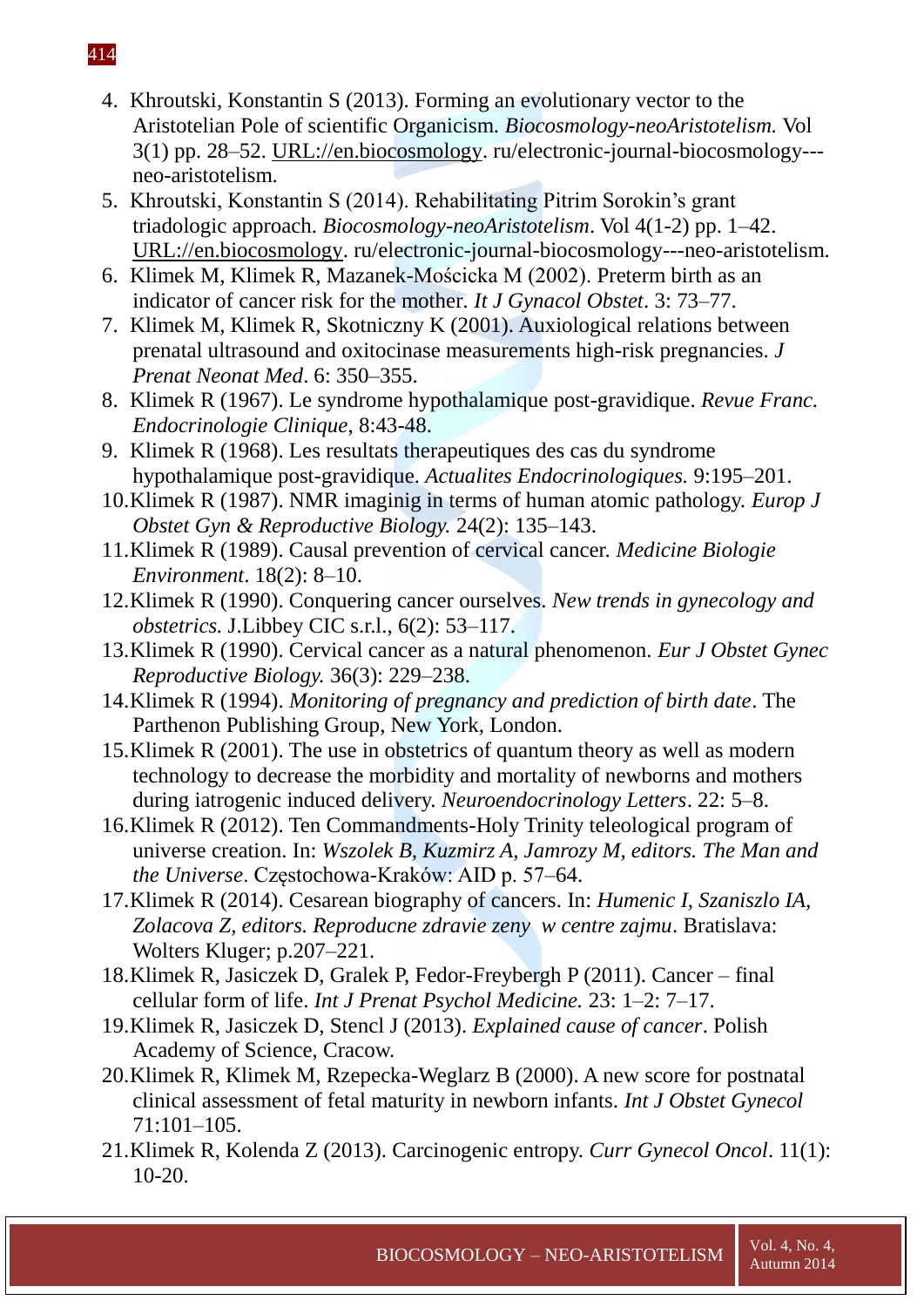4. Khroutski, Konstantin S (2013). Forming an evolutionary vector to the Aristotelian Pole of scientific Organicism. *Biocosmology-neoAristotelism.* Vol 3(1) pp. 28–52. URL://en.biocosmology. ru/electronic-journal-biocosmology---neo-aristotelism.
5. Khroutski, Konstantin S (2014). Rehabilitating Pitrim Sorokin's grant triadologic approach. *Biocosmology-neoAristotelism*. Vol 4(1-2) pp. 1–42. URL://en.biocosmology. ru/electronic-journal-biocosmology---neo-aristotelism.
6. Klimek M, Klimek R, Mazanek-Mościcka M (2002). Preterm birth as an indicator of cancer risk for the mother. *It J Gynacol Obstet*. 3: 73–77.
7. Klimek M, Klimek R, Skotniczny K (2001). Auxiological relations between prenatal ultrasound and oxitocinase measurements high-risk pregnancies. *J Prenat Neonat Med*. 6: 350–355.
8. Klimek R (1967). Le syndrome hypothalamique post-gravidique. *Revue Franc. Endocrinologie Clinique*, 8:43-48.
9. Klimek R (1968). Les resultats therapeutiques des cas du syndrome hypothalamique post-gravidique. *Actualites Endocrinologiques.* 9:195–201.
10. Klimek R (1987). NMR imaginig in terms of human atomic pathology. *Europ J Obstet Gyn & Reproductive Biology.* 24(2): 135–143.
11. Klimek R (1989). Causal prevention of cervical cancer. *Medicine Biologie Environment*. 18(2): 8–10.
12. Klimek R (1990). Conquering cancer ourselves. *New trends in gynecology and obstetrics.* J.Libbey CIC s.r.l., 6(2): 53–117.
13. Klimek R (1990). Cervical cancer as a natural phenomenon. *Eur J Obstet Gynec Reproductive Biology.* 36(3): 229–238.
14. Klimek R (1994). *Monitoring of pregnancy and prediction of birth date*. The Parthenon Publishing Group, New York, London.
15. Klimek R (2001). The use in obstetrics of quantum theory as well as modern technology to decrease the morbidity and mortality of newborns and mothers during iatrogenic induced delivery. *Neuroendocrinology Letters*. 22: 5–8.
16. Klimek R (2012). Ten Commandments-Holy Trinity teleological program of universe creation. In: *Wszolek B, Kuzmirz A, Jamrozy M, editors. The Man and the Universe*. Częstochowa-Kraków: AID p. 57–64.
17. Klimek R (2014). Cesarean biography of cancers. In: *Humenic I, Szaniszlo IA, Zolacova Z, editors. Reproducne zdravie zeny w centre zajmu*. Bratislava: Wolters Kluger; p.207–221.
18. Klimek R, Jasiczek D, Gralek P, Fedor-Freybergh P (2011). Cancer – final cellular form of life. *Int J Prenat Psychol Medicine.* 23: 1–2: 7–17.
19. Klimek R, Jasiczek D, Stencl J (2013). *Explained cause of cancer*. Polish Academy of Science, Cracow.
20. Klimek R, Klimek M, Rzepecka-Weglarz B (2000). A new score for postnatal clinical assessment of fetal maturity in newborn infants. *Int J Obstet Gynecol* 71:101–105.
21. Klimek R, Kolenda Z (2013). Carcinogenic entropy. *Curr Gynecol Oncol*. 11(1): 10-20.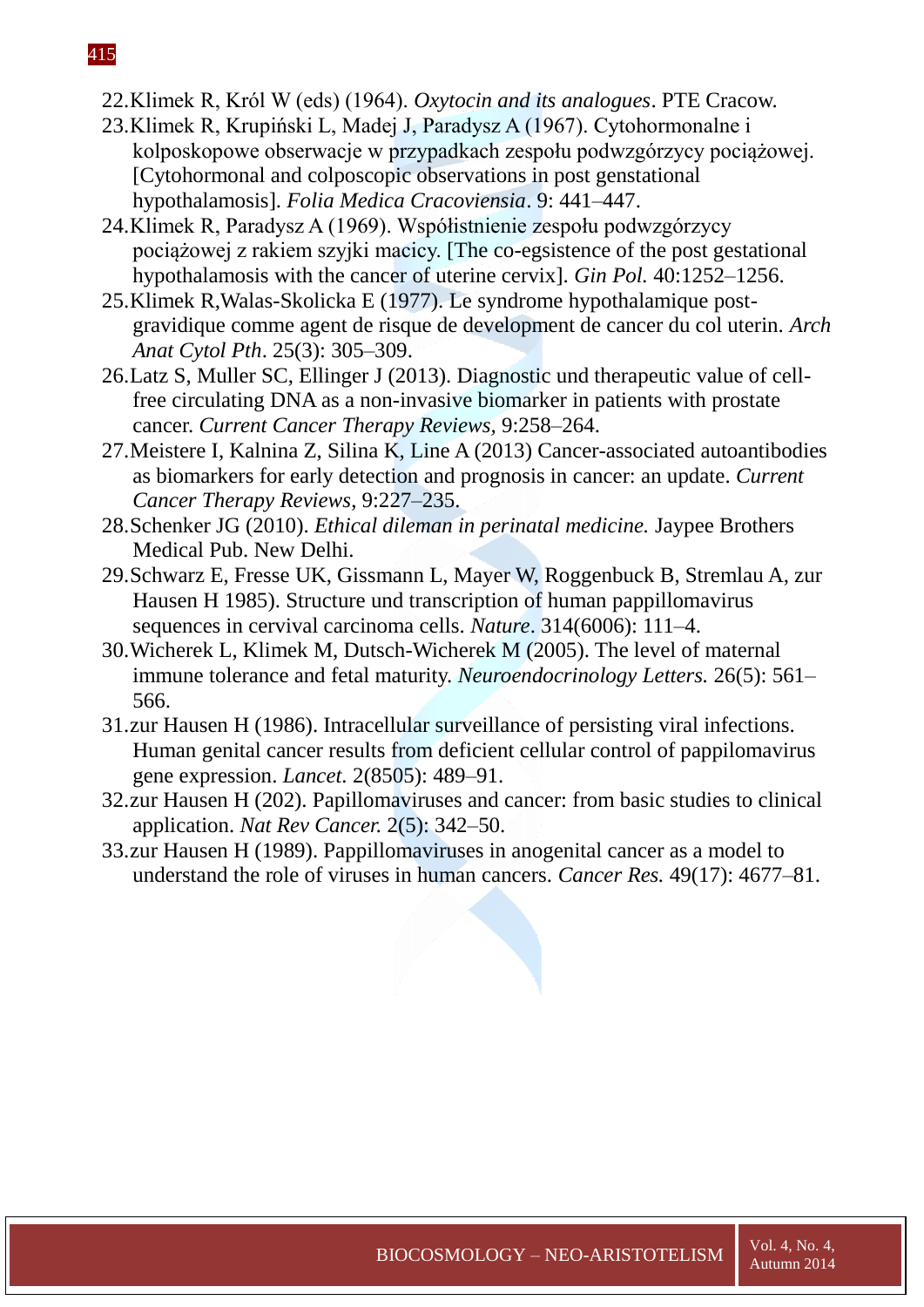22. Klimek R, Król W (eds) (1964). *Oxytocin and its analogues*. PTE Cracow.
23. Klimek R, Krupiński L, Madej J, Paradysz A (1967). Cytohormonalne i kolposkopowe obserwacje w przypadkach zespołu podwzgórzycy pociążowej. [Cytohormonal and colposcopic observations in post genstational hypothalamosis]. *Folia Medica Cracoviensia*. 9: 441–447.
24. Klimek R, Paradysz A (1969). Współistnienie zespołu podwzgórzycy pociążowej z rakiem szyjki macicy. [The co-egsistence of the post gestational hypothalamosis with the cancer of uterine cervix]. *Gin Pol.* 40:1252–1256.
25. Klimek R,Walas-Skolicka E (1977). Le syndrome hypothalamique post-gravidique comme agent de risque de development de cancer du col uterin. *Arch Anat Cytol Pth*. 25(3): 305–309.
26. Latz S, Muller SC, Ellinger J (2013). Diagnostic und therapeutic value of cell-free circulating DNA as a non-invasive biomarker in patients with prostate cancer. *Current Cancer Therapy Reviews*, 9:258–264.
27. Meistere I, Kalnina Z, Silina K, Line A (2013) Cancer-associated autoantibodies as biomarkers for early detection and prognosis in cancer: an update. *Current Cancer Therapy Reviews*, 9:227–235.
28. Schenker JG (2010). *Ethical dileman in perinatal medicine.* Jaypee Brothers Medical Pub. New Delhi.
29. Schwarz E, Fresse UK, Gissmann L, Mayer W, Roggenbuck B, Stremlau A, zur Hausen H 1985). Structure und transcription of human pappillomavirus sequences in cervival carcinoma cells. *Nature*. 314(6006): 111–4.
30. Wicherek L, Klimek M, Dutsch-Wicherek M (2005). The level of maternal immune tolerance and fetal maturity. *Neuroendocrinology Letters.* 26(5): 561–566.
31. zur Hausen H (1986). Intracellular surveillance of persisting viral infections. Human genital cancer results from deficient cellular control of pappilomavirus gene expression. *Lancet.* 2(8505): 489–91.
32. zur Hausen H (202). Papillomaviruses and cancer: from basic studies to clinical application. *Nat Rev Cancer.* 2(5): 342–50.
33. zur Hausen H (1989). Pappillomaviruses in anogenital cancer as a model to understand the role of viruses in human cancers. *Cancer Res.* 49(17): 4677–81.